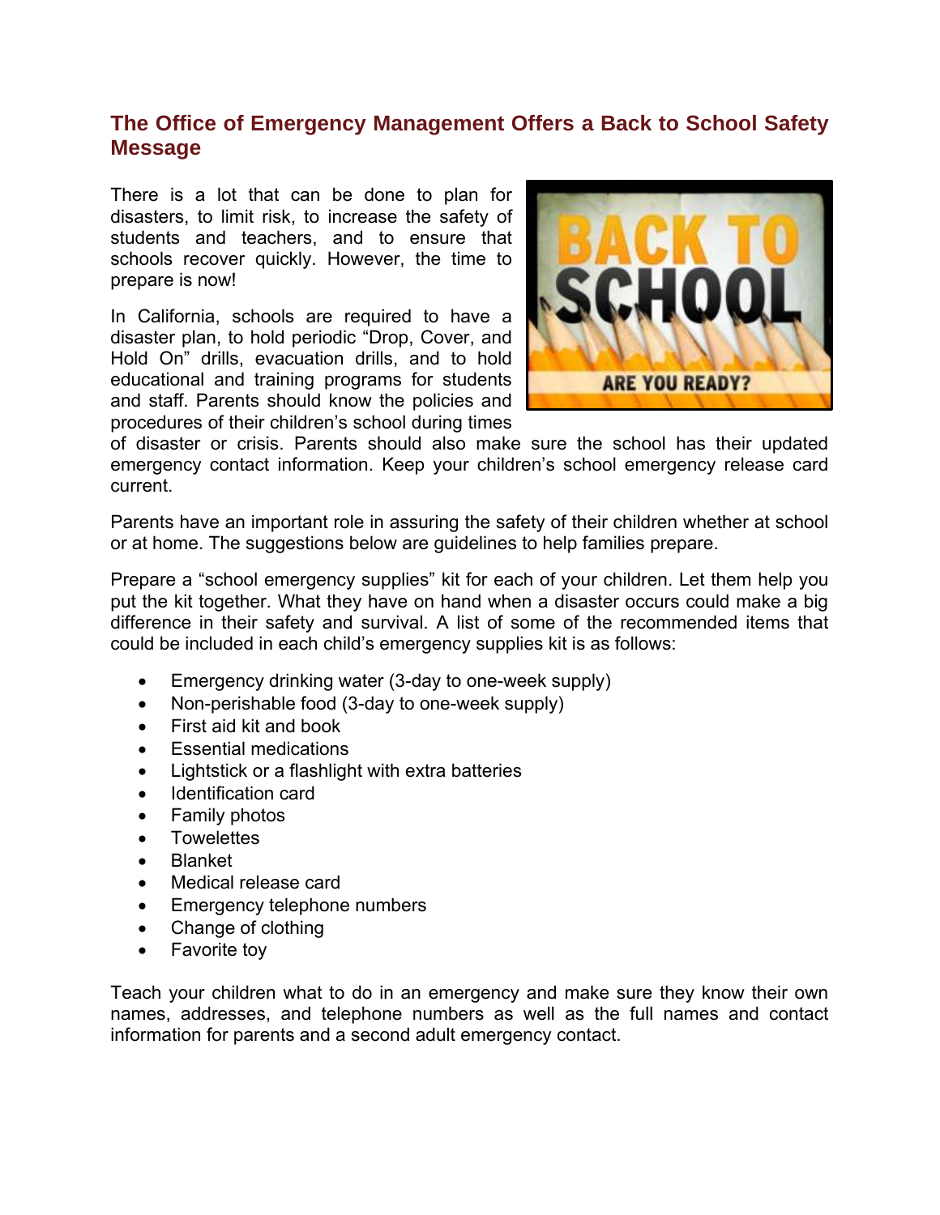## The Office of Emergency Management Offers a Back to School Safety Message

There is a lot that can be done to plan for disasters, to limit risk, to increase the safety of students and teachers, and to ensure that schools recover quickly. However, the time to prepare is now!

In California, schools are required to have a disaster plan, to hold periodic "Drop, Cover, and Hold On" drills, evacuation drills, and to hold educational and training programs for students and staff. Parents should know the policies and procedures of their children's school during times of disaster or crisis. Parents should also make sure the school has their updated emergency contact information. Keep your children's school emergency release card current.

Parents have an important role in assuring the safety of their children whether at school or at home. The suggestions below are guidelines to help families prepare.

Prepare a "school emergency supplies" kit for each of your children. Let them help you put the kit together. What they have on hand when a disaster occurs could make a big difference in their safety and survival. A list of some of the recommended items that could be included in each child's emergency supplies kit is as follows:

- Emergency drinking water (3-day to one-week supply)
- Non-perishable food (3-day to one-week supply)
- First aid kit and book
- Essential medications
- Lightstick or a flashlight with extra batteries
- Identification card
- Family photos
- Towelettes
- Blanket
- Medical release card
- Emergency telephone numbers
- Change of clothing
- Favorite toy

Teach your children what to do in an emergency and make sure they know their own names, addresses, and telephone numbers as well as the full names and contact information for parents and a second adult emergency contact.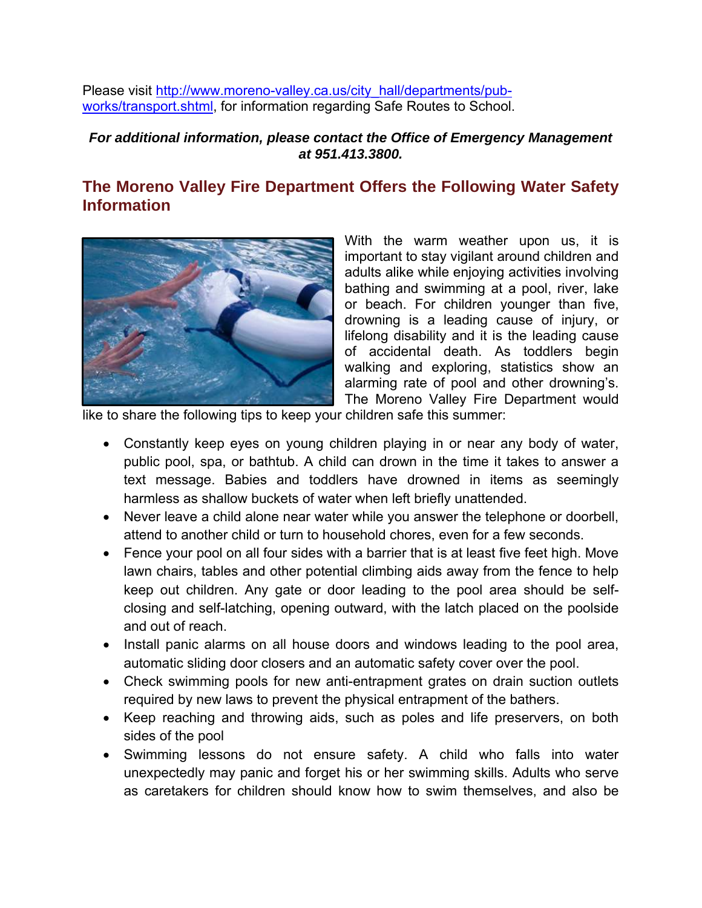Please visit [http://www.moreno-valley.ca.us/city_hall/departments/pub-works/transport.shtml](http://www.moreno-valley.ca.us/city_hall/departments/pub-works/transport.shtml), for information regarding Safe Routes to School.

***For additional information, please contact the Office of Emergency Management at 951.413.3800.***

## The Moreno Valley Fire Department Offers the Following Water Safety Information

With the warm weather upon us, it is important to stay vigilant around children and adults alike while enjoying activities involving bathing and swimming at a pool, river, lake or beach. For children younger than five, drowning is a leading cause of injury, or lifelong disability and it is the leading cause of accidental death. As toddlers begin walking and exploring, statistics show an alarming rate of pool and other drowning's. The Moreno Valley Fire Department would like to share the following tips to keep your children safe this summer:

- Constantly keep eyes on young children playing in or near any body of water, public pool, spa, or bathtub. A child can drown in the time it takes to answer a text message. Babies and toddlers have drowned in items as seemingly harmless as shallow buckets of water when left briefly unattended.
- Never leave a child alone near water while you answer the telephone or doorbell, attend to another child or turn to household chores, even for a few seconds.
- Fence your pool on all four sides with a barrier that is at least five feet high. Move lawn chairs, tables and other potential climbing aids away from the fence to help keep out children. Any gate or door leading to the pool area should be self-closing and self-latching, opening outward, with the latch placed on the poolside and out of reach.
- Install panic alarms on all house doors and windows leading to the pool area, automatic sliding door closers and an automatic safety cover over the pool.
- Check swimming pools for new anti-entrapment grates on drain suction outlets required by new laws to prevent the physical entrapment of the bathers.
- Keep reaching and throwing aids, such as poles and life preservers, on both sides of the pool
- Swimming lessons do not ensure safety. A child who falls into water unexpectedly may panic and forget his or her swimming skills. Adults who serve as caretakers for children should know how to swim themselves, and also be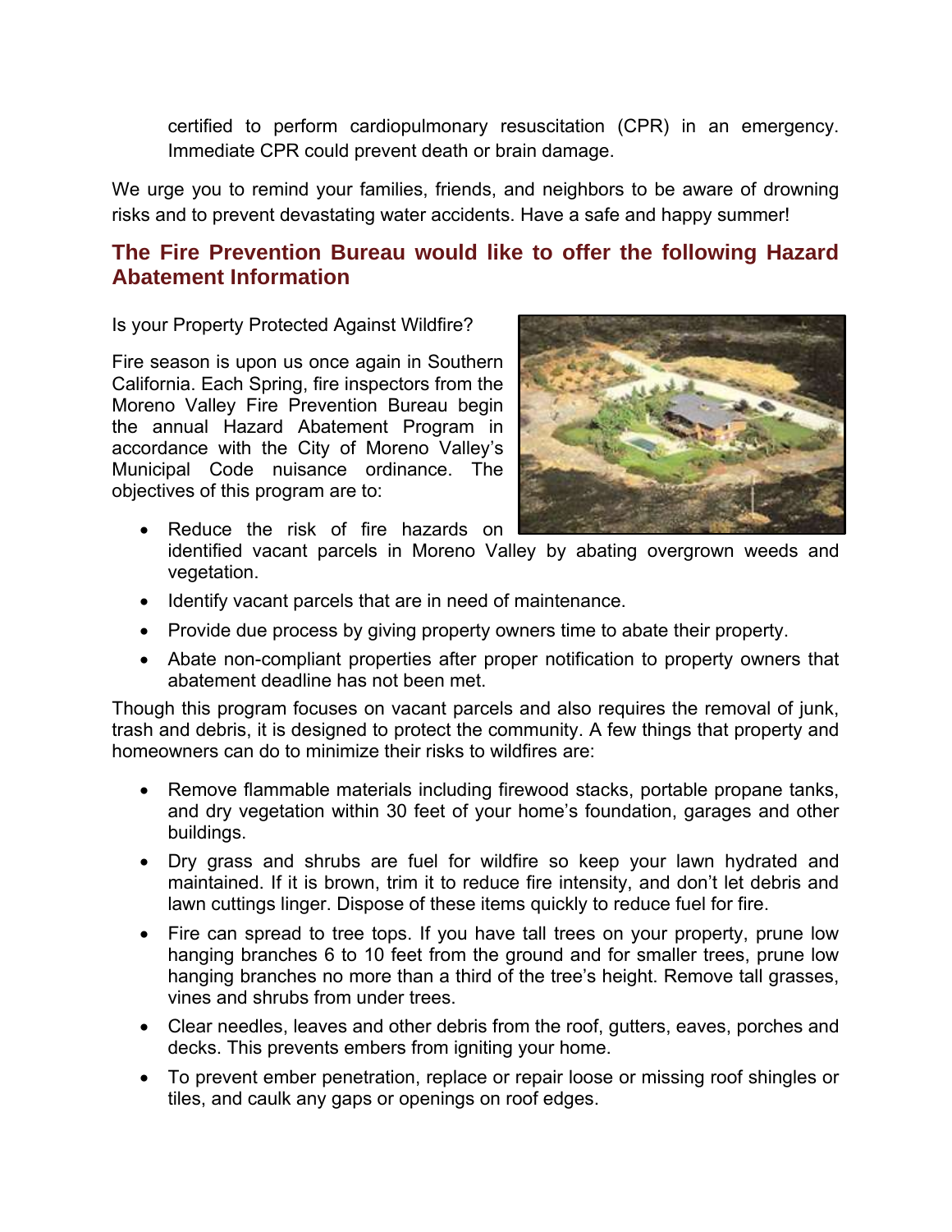certified to perform cardiopulmonary resuscitation (CPR) in an emergency. Immediate CPR could prevent death or brain damage.

We urge you to remind your families, friends, and neighbors to be aware of drowning risks and to prevent devastating water accidents. Have a safe and happy summer!

## The Fire Prevention Bureau would like to offer the following Hazard Abatement Information

Is your Property Protected Against Wildfire?

Fire season is upon us once again in Southern California. Each Spring, fire inspectors from the Moreno Valley Fire Prevention Bureau begin the annual Hazard Abatement Program in accordance with the City of Moreno Valley's Municipal Code nuisance ordinance. The objectives of this program are to:

- Reduce the risk of fire hazards on identified vacant parcels in Moreno Valley by abating overgrown weeds and vegetation.
- Identify vacant parcels that are in need of maintenance.
- Provide due process by giving property owners time to abate their property.
- Abate non-compliant properties after proper notification to property owners that abatement deadline has not been met.

Though this program focuses on vacant parcels and also requires the removal of junk, trash and debris, it is designed to protect the community. A few things that property and homeowners can do to minimize their risks to wildfires are:

- Remove flammable materials including firewood stacks, portable propane tanks, and dry vegetation within 30 feet of your home's foundation, garages and other buildings.
- Dry grass and shrubs are fuel for wildfire so keep your lawn hydrated and maintained. If it is brown, trim it to reduce fire intensity, and don't let debris and lawn cuttings linger. Dispose of these items quickly to reduce fuel for fire.
- Fire can spread to tree tops. If you have tall trees on your property, prune low hanging branches 6 to 10 feet from the ground and for smaller trees, prune low hanging branches no more than a third of the tree's height. Remove tall grasses, vines and shrubs from under trees.
- Clear needles, leaves and other debris from the roof, gutters, eaves, porches and decks. This prevents embers from igniting your home.
- To prevent ember penetration, replace or repair loose or missing roof shingles or tiles, and caulk any gaps or openings on roof edges.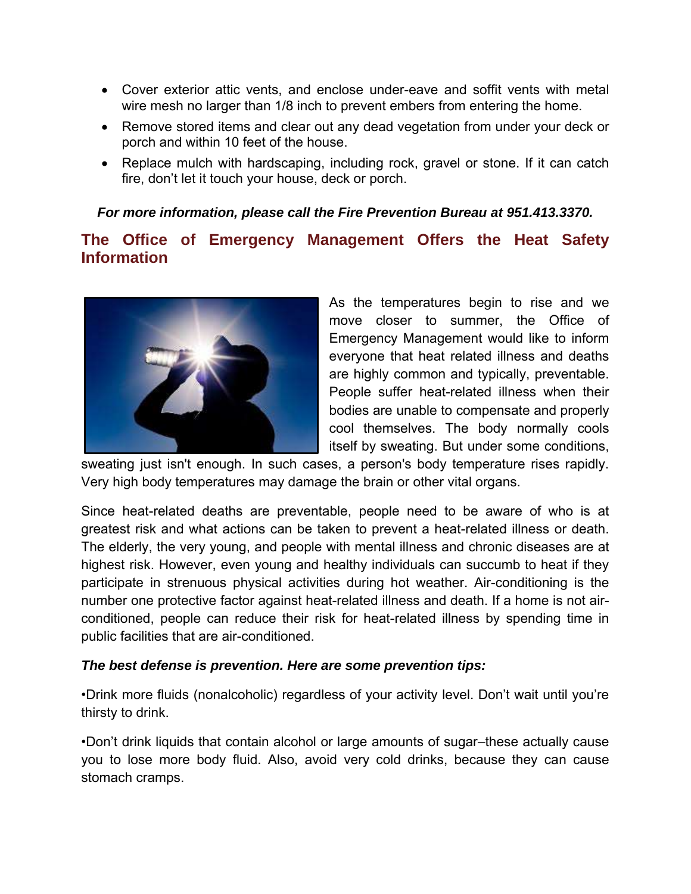- Cover exterior attic vents, and enclose under-eave and soffit vents with metal wire mesh no larger than 1/8 inch to prevent embers from entering the home.
- Remove stored items and clear out any dead vegetation from under your deck or porch and within 10 feet of the house.
- Replace mulch with hardscaping, including rock, gravel or stone. If it can catch fire, don't let it touch your house, deck or porch.

***For more information, please call the Fire Prevention Bureau at 951.413.3370.***

## The Office of Emergency Management Offers the Heat Safety Information

As the temperatures begin to rise and we move closer to summer, the Office of Emergency Management would like to inform everyone that heat related illness and deaths are highly common and typically, preventable. People suffer heat-related illness when their bodies are unable to compensate and properly cool themselves. The body normally cools itself by sweating. But under some conditions, sweating just isn't enough. In such cases, a person's body temperature rises rapidly. Very high body temperatures may damage the brain or other vital organs.

Since heat-related deaths are preventable, people need to be aware of who is at greatest risk and what actions can be taken to prevent a heat-related illness or death. The elderly, the very young, and people with mental illness and chronic diseases are at highest risk. However, even young and healthy individuals can succumb to heat if they participate in strenuous physical activities during hot weather. Air-conditioning is the number one protective factor against heat-related illness and death. If a home is not air-conditioned, people can reduce their risk for heat-related illness by spending time in public facilities that are air-conditioned.

***The best defense is prevention. Here are some prevention tips:***

•Drink more fluids (nonalcoholic) regardless of your activity level. Don't wait until you're thirsty to drink.

•Don't drink liquids that contain alcohol or large amounts of sugar–these actually cause you to lose more body fluid. Also, avoid very cold drinks, because they can cause stomach cramps.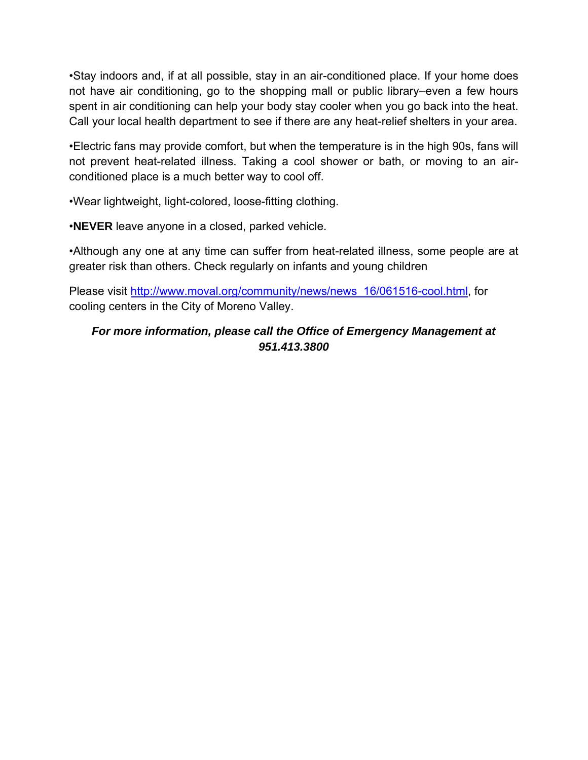•Stay indoors and, if at all possible, stay in an air-conditioned place. If your home does not have air conditioning, go to the shopping mall or public library–even a few hours spent in air conditioning can help your body stay cooler when you go back into the heat. Call your local health department to see if there are any heat-relief shelters in your area.

•Electric fans may provide comfort, but when the temperature is in the high 90s, fans will not prevent heat-related illness. Taking a cool shower or bath, or moving to an air-conditioned place is a much better way to cool off.

•Wear lightweight, light-colored, loose-fitting clothing.

•**NEVER** leave anyone in a closed, parked vehicle.

•Although any one at any time can suffer from heat-related illness, some people are at greater risk than others. Check regularly on infants and young children

Please visit http://www.moval.org/community/news/news_16/061516-cool.html, for cooling centers in the City of Moreno Valley.

***For more information, please call the Office of Emergency Management at 951.413.3800***